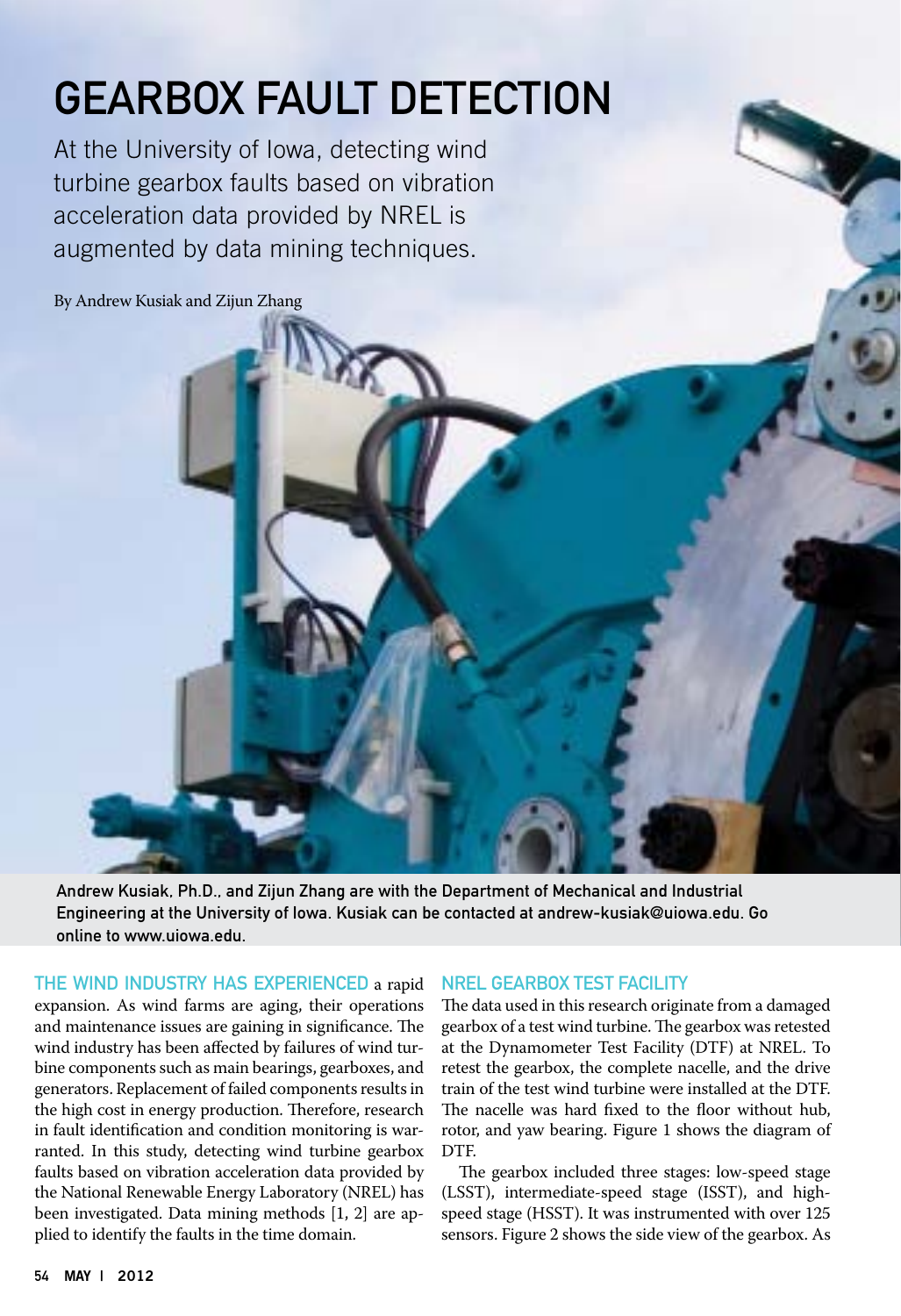# GEARBOX FAULT DETECTION

At the University of Iowa, detecting wind turbine gearbox faults based on vibration acceleration data provided by NREL is augmented by data mining techniques.

By Andrew Kusiak and Zijun Zhang

Andrew Kusiak, Ph.D., and Zijun Zhang are with the Department of Mechanical and Industrial Engineering at the University of Iowa. Kusiak can be contacted at andrew-kusiak@uiowa.edu. Go online to www.uiowa.edu.

THE WIND INDUSTRY HAS EXPERIENCED a rapid expansion. As wind farms are aging, their operations and maintenance issues are gaining in significance. The wind industry has been affected by failures of wind turbine components such as main bearings, gearboxes, and generators. Replacement of failed components results in the high cost in energy production. Therefore, research in fault identification and condition monitoring is warranted. In this study, detecting wind turbine gearbox faults based on vibration acceleration data provided by the National Renewable Energy Laboratory (NREL) has been investigated. Data mining methods [1, 2] are applied to identify the faults in the time domain.

## NREL GEARBOX TEST FACILITY

The data used in this research originate from a damaged gearbox of a test wind turbine. The gearbox was retested at the Dynamometer Test Facility (DTF) at NREL. To retest the gearbox, the complete nacelle, and the drive train of the test wind turbine were installed at the DTF. The nacelle was hard fixed to the floor without hub, rotor, and yaw bearing. Figure 1 shows the diagram of DTF.

The gearbox included three stages: low-speed stage (LSST), intermediate-speed stage (ISST), and high-speed stage (HSST). It was instrumented with over 125 sensors. Figure 2 shows the side view of the gearbox. As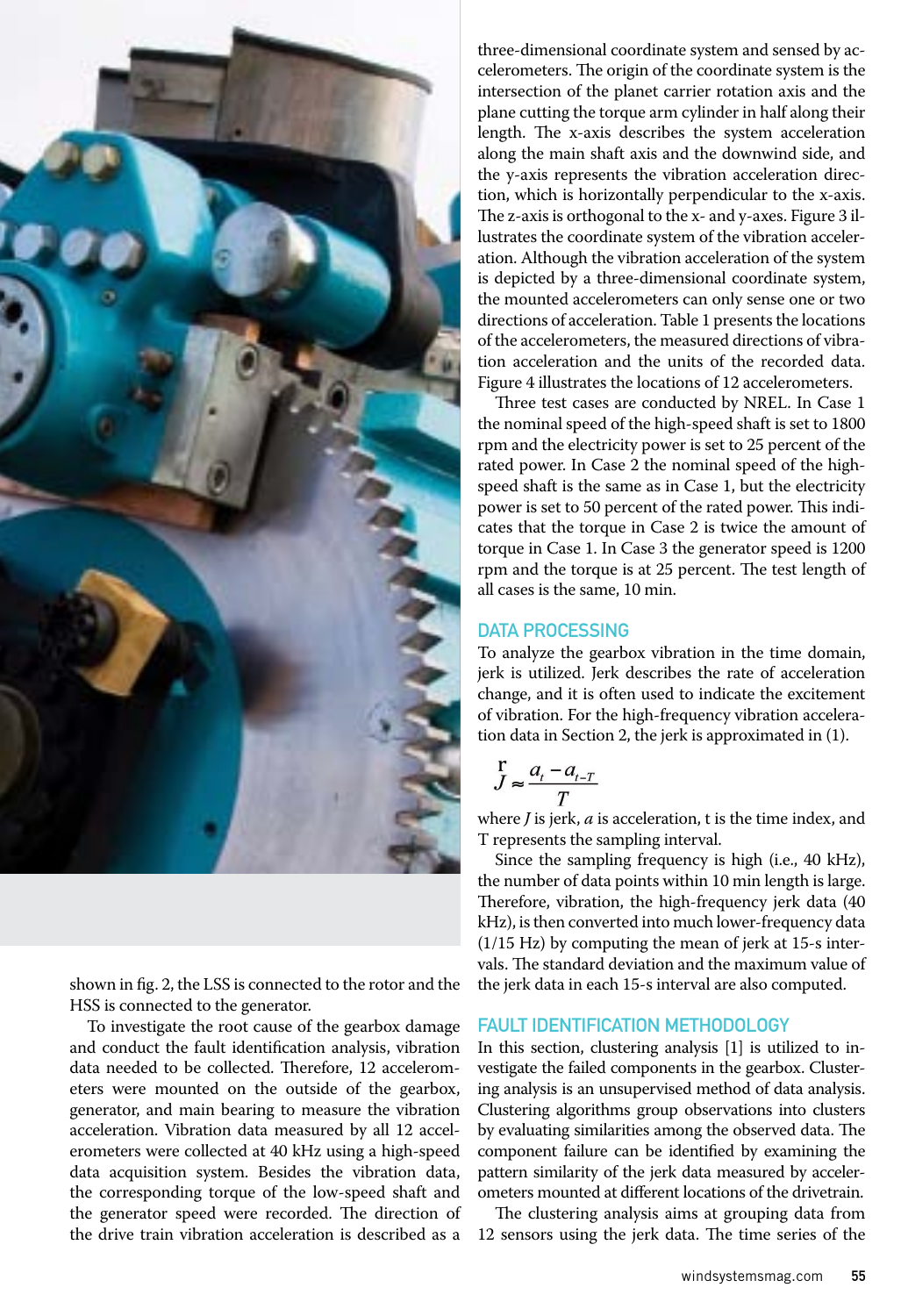shown in fig. 2, the LSS is connected to the rotor and the HSS is connected to the generator.

To investigate the root cause of the gearbox damage and conduct the fault identification analysis, vibration data needed to be collected. Therefore, 12 accelerometers were mounted on the outside of the gearbox, generator, and main bearing to measure the vibration acceleration. Vibration data measured by all 12 accelerometers were collected at 40 kHz using a high-speed data acquisition system. Besides the vibration data, the corresponding torque of the low-speed shaft and the generator speed were recorded. The direction of the drive train vibration acceleration is described as a three-dimensional coordinate system and sensed by accelerometers. The origin of the coordinate system is the intersection of the planet carrier rotation axis and the plane cutting the torque arm cylinder in half along their length. The x-axis describes the system acceleration along the main shaft axis and the downwind side, and the y-axis represents the vibration acceleration direction, which is horizontally perpendicular to the x-axis. The z-axis is orthogonal to the x- and y-axes. Figure 3 illustrates the coordinate system of the vibration acceleration. Although the vibration acceleration of the system is depicted by a three-dimensional coordinate system, the mounted accelerometers can only sense one or two directions of acceleration. Table 1 presents the locations of the accelerometers, the measured directions of vibration acceleration and the units of the recorded data. Figure 4 illustrates the locations of 12 accelerometers.

Three test cases are conducted by NREL. In Case 1 the nominal speed of the high-speed shaft is set to 1800 rpm and the electricity power is set to 25 percent of the rated power. In Case 2 the nominal speed of the high-speed shaft is the same as in Case 1, but the electricity power is set to 50 percent of the rated power. This indicates that the torque in Case 2 is twice the amount of torque in Case 1. In Case 3 the generator speed is 1200 rpm and the torque is at 25 percent. The test length of all cases is the same, 10 min.

## DATA PROCESSING

To analyze the gearbox vibration in the time domain, jerk is utilized. Jerk describes the rate of acceleration change, and it is often used to indicate the excitement of vibration. For the high-frequency vibration acceleration data in Section 2, the jerk is approximated in (1).

$$\vec{J} \approx \frac{a_t - a_{t-T}}{T}$$

where $J$ is jerk, $a$ is acceleration, t is the time index, and T represents the sampling interval.

Since the sampling frequency is high (i.e., 40 kHz), the number of data points within 10 min length is large. Therefore, vibration, the high-frequency jerk data (40 kHz), is then converted into much lower-frequency data (1/15 Hz) by computing the mean of jerk at 15-s intervals. The standard deviation and the maximum value of the jerk data in each 15-s interval are also computed.

## FAULT IDENTIFICATION METHODOLOGY

In this section, clustering analysis [1] is utilized to investigate the failed components in the gearbox. Clustering analysis is an unsupervised method of data analysis. Clustering algorithms group observations into clusters by evaluating similarities among the observed data. The component failure can be identified by examining the pattern similarity of the jerk data measured by accelerometers mounted at different locations of the drivetrain.

The clustering analysis aims at grouping data from 12 sensors using the jerk data. The time series of the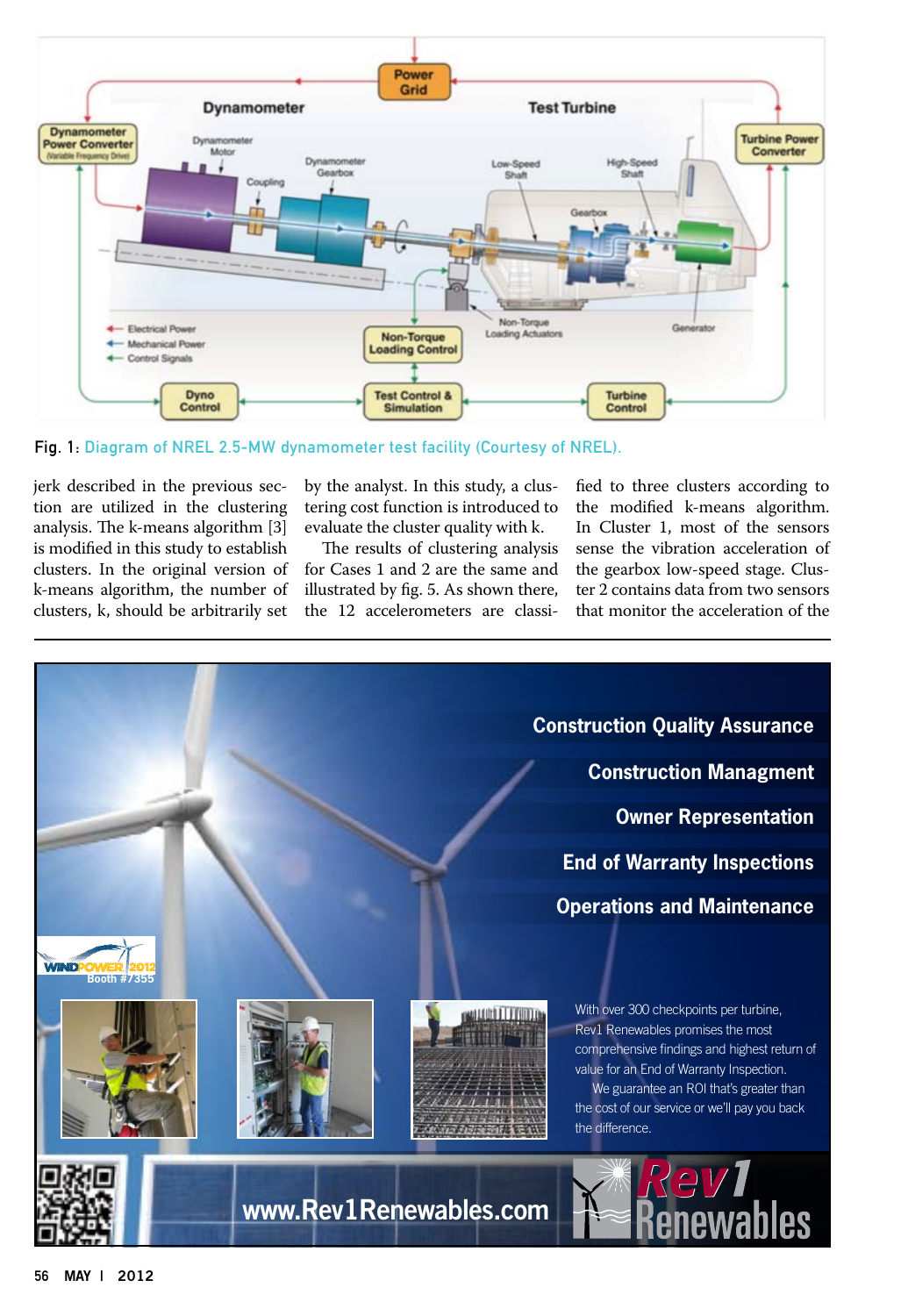Fig. 1: Diagram of NREL 2.5-MW dynamometer test facility (Courtesy of NREL).

jerk described in the previous section are utilized in the clustering analysis. The k-means algorithm [3] is modified in this study to establish clusters. In the original version of k-means algorithm, the number of clusters, k, should be arbitrarily set by the analyst. In this study, a clustering cost function is introduced to evaluate the cluster quality with k.

The results of clustering analysis for Cases 1 and 2 are the same and illustrated by fig. 5. As shown there, the 12 accelerometers are classified to three clusters according to the modified k-means algorithm. In Cluster 1, most of the sensors sense the vibration acceleration of the gearbox low-speed stage. Cluster 2 contains data from two sensors that monitor the acceleration of the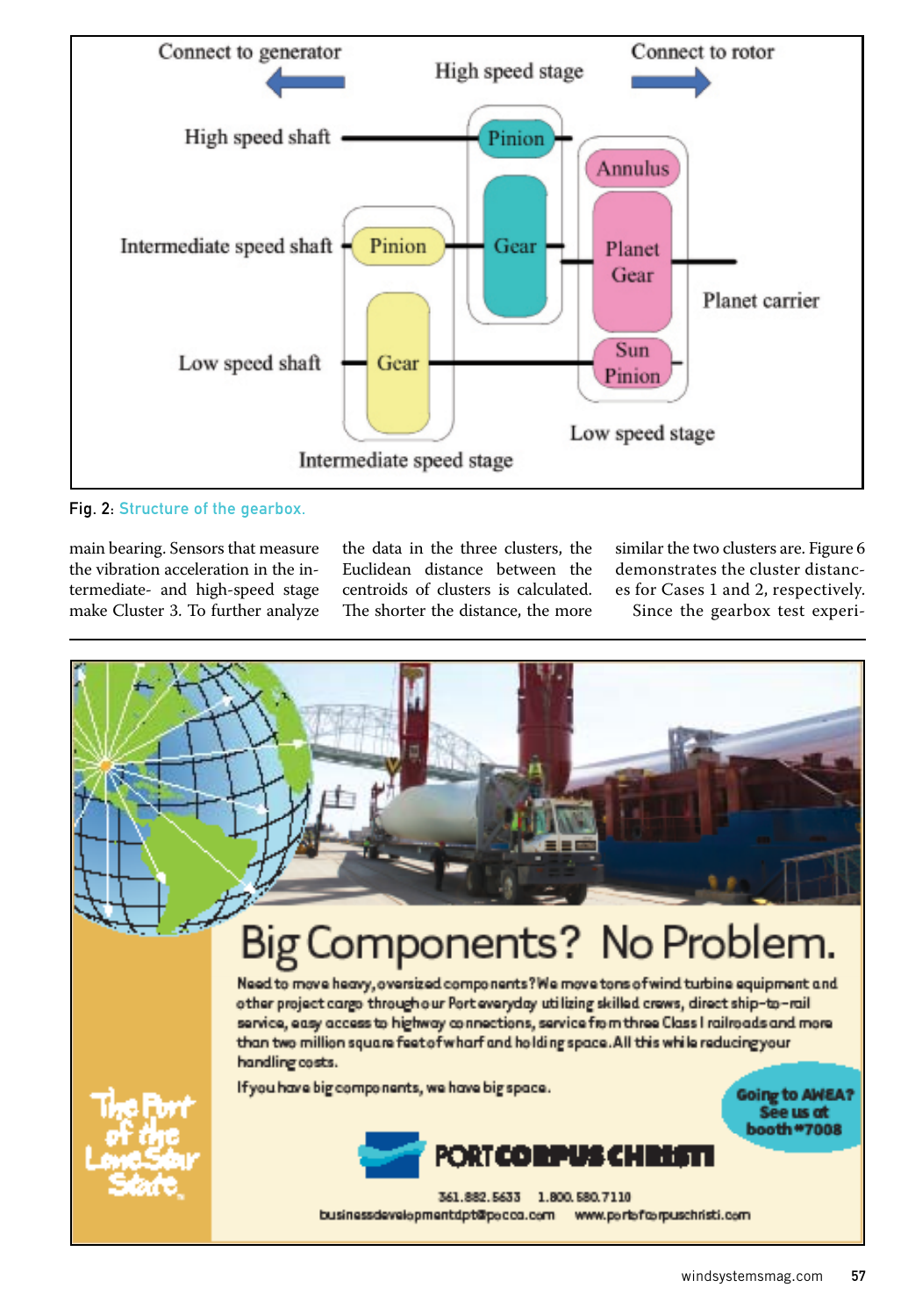Fig. 2: Structure of the gearbox.

main bearing. Sensors that measure the vibration acceleration in the intermediate- and high-speed stage make Cluster 3. To further analyze the data in the three clusters, the Euclidean distance between the centroids of clusters is calculated. The shorter the distance, the more similar the two clusters are. Figure 6 demonstrates the cluster distances for Cases 1 and 2, respectively.

Since the gearbox test experi-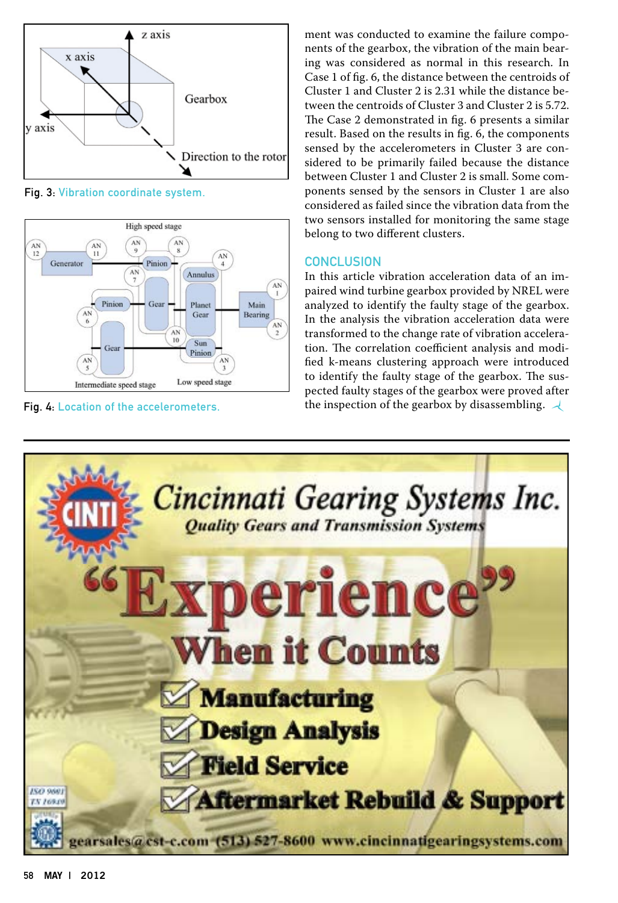Fig. 3: Vibration coordinate system.

Fig. 4: Location of the accelerometers.

ment was conducted to examine the failure components of the gearbox, the vibration of the main bearing was considered as normal in this research. In Case 1 of fig. 6, the distance between the centroids of Cluster 1 and Cluster 2 is 2.31 while the distance between the centroids of Cluster 3 and Cluster 2 is 5.72. The Case 2 demonstrated in fig. 6 presents a similar result. Based on the results in fig. 6, the components sensed by the accelerometers in Cluster 3 are considered to be primarily failed because the distance between Cluster 1 and Cluster 2 is small. Some components sensed by the sensors in Cluster 1 are also considered as failed since the vibration data from the two sensors installed for monitoring the same stage belong to two different clusters.

## CONCLUSION

In this article vibration acceleration data of an impaired wind turbine gearbox provided by NREL were analyzed to identify the faulty stage of the gearbox. In the analysis the vibration acceleration data were transformed to the change rate of vibration acceleration. The correlation coefficient analysis and modified k-means clustering approach were introduced to identify the faulty stage of the gearbox. The suspected faulty stages of the gearbox were proved after the inspection of the gearbox by disassembling.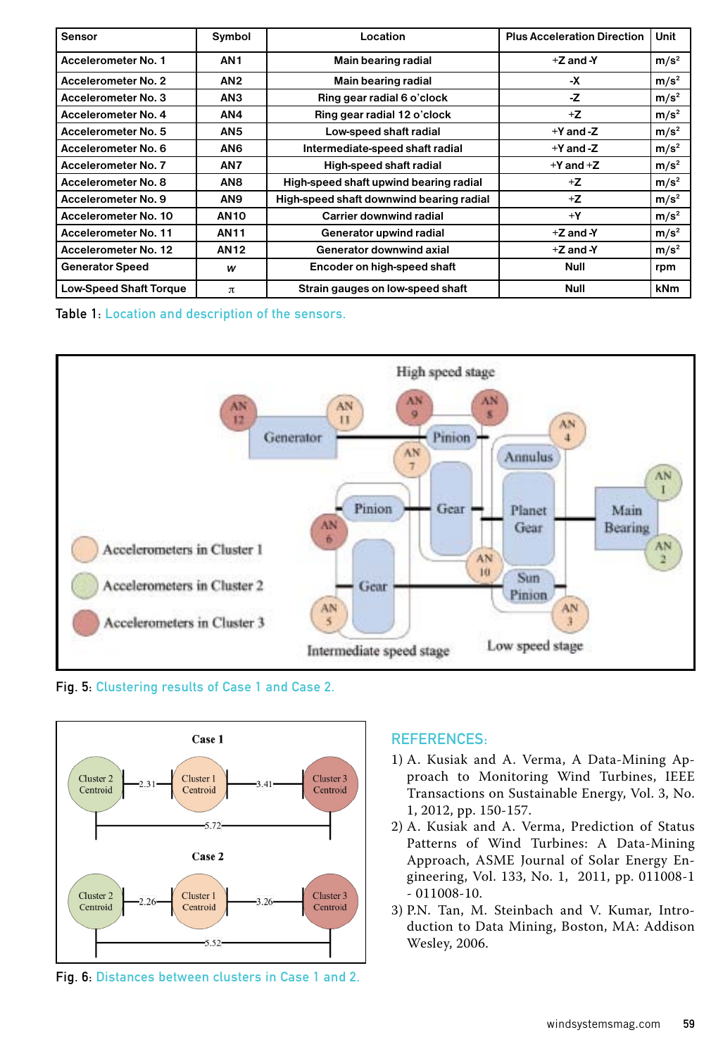| Sensor | Symbol | Location | Plus Acceleration Direction | Unit |
|---|---|---|---|---|
| Accelerometer No. 1 | AN1 | Main bearing radial | +Z and -Y | $m/s^2$ |
| Accelerometer No. 2 | AN2 | Main bearing radial | -X | $m/s^2$ |
| Accelerometer No. 3 | AN3 | Ring gear radial 6 o'clock | -Z | $m/s^2$ |
| Accelerometer No. 4 | AN4 | Ring gear radial 12 o'clock | +Z | $m/s^2$ |
| Accelerometer No. 5 | AN5 | Low-speed shaft radial | +Y and -Z | $m/s^2$ |
| Accelerometer No. 6 | AN6 | Intermediate-speed shaft radial | +Y and -Z | $m/s^2$ |
| Accelerometer No. 7 | AN7 | High-speed shaft radial | +Y and +Z | $m/s^2$ |
| Accelerometer No. 8 | AN8 | High-speed shaft upwind bearing radial | +Z | $m/s^2$ |
| Accelerometer No. 9 | AN9 | High-speed shaft downwind bearing radial | +Z | $m/s^2$ |
| Accelerometer No. 10 | AN10 | Carrier downwind radial | +Y | $m/s^2$ |
| Accelerometer No. 11 | AN11 | Generator upwind radial | +Z and -Y | $m/s^2$ |
| Accelerometer No. 12 | AN12 | Generator downwind axial | +Z and -Y | $m/s^2$ |
| Generator Speed | $w$ | Encoder on high-speed shaft | Null | rpm |
| Low-Speed Shaft Torque | $\tau$ | Strain gauges on low-speed shaft | Null | kNm |

Table 1: Location and description of the sensors.

High speed stage

AN 12, AN 11, AN 9, AN 8, AN 4, AN 7, AN 1, AN 6, AN 10, AN 2, AN 5, AN 3

Generator, Pinion, Annulus, Pinion, Gear, Planet Gear, Main Bearing, Gear, Sun Pinion

Accelerometers in Cluster 1

Accelerometers in Cluster 2

Accelerometers in Cluster 3

Intermediate speed stage

Low speed stage

Fig. 5: Clustering results of Case 1 and Case 2.

Case 1

Cluster 2 Centroid — 2.31 — Cluster 1 Centroid — 3.41 — Cluster 3 Centroid

5.72

Case 2

Cluster 2 Centroid — 2.26 — Cluster 1 Centroid — 3.26 — Cluster 3 Centroid

5.52

Fig. 6: Distances between clusters in Case 1 and 2.

## REFERENCES:

1) A. Kusiak and A. Verma, A Data-Mining Approach to Monitoring Wind Turbines, IEEE Transactions on Sustainable Energy, Vol. 3, No. 1, 2012, pp. 150-157.
2) A. Kusiak and A. Verma, Prediction of Status Patterns of Wind Turbines: A Data-Mining Approach, ASME Journal of Solar Energy Engineering, Vol. 133, No. 1, 2011, pp. 011008-1 - 011008-10.
3) P.N. Tan, M. Steinbach and V. Kumar, Introduction to Data Mining, Boston, MA: Addison Wesley, 2006.